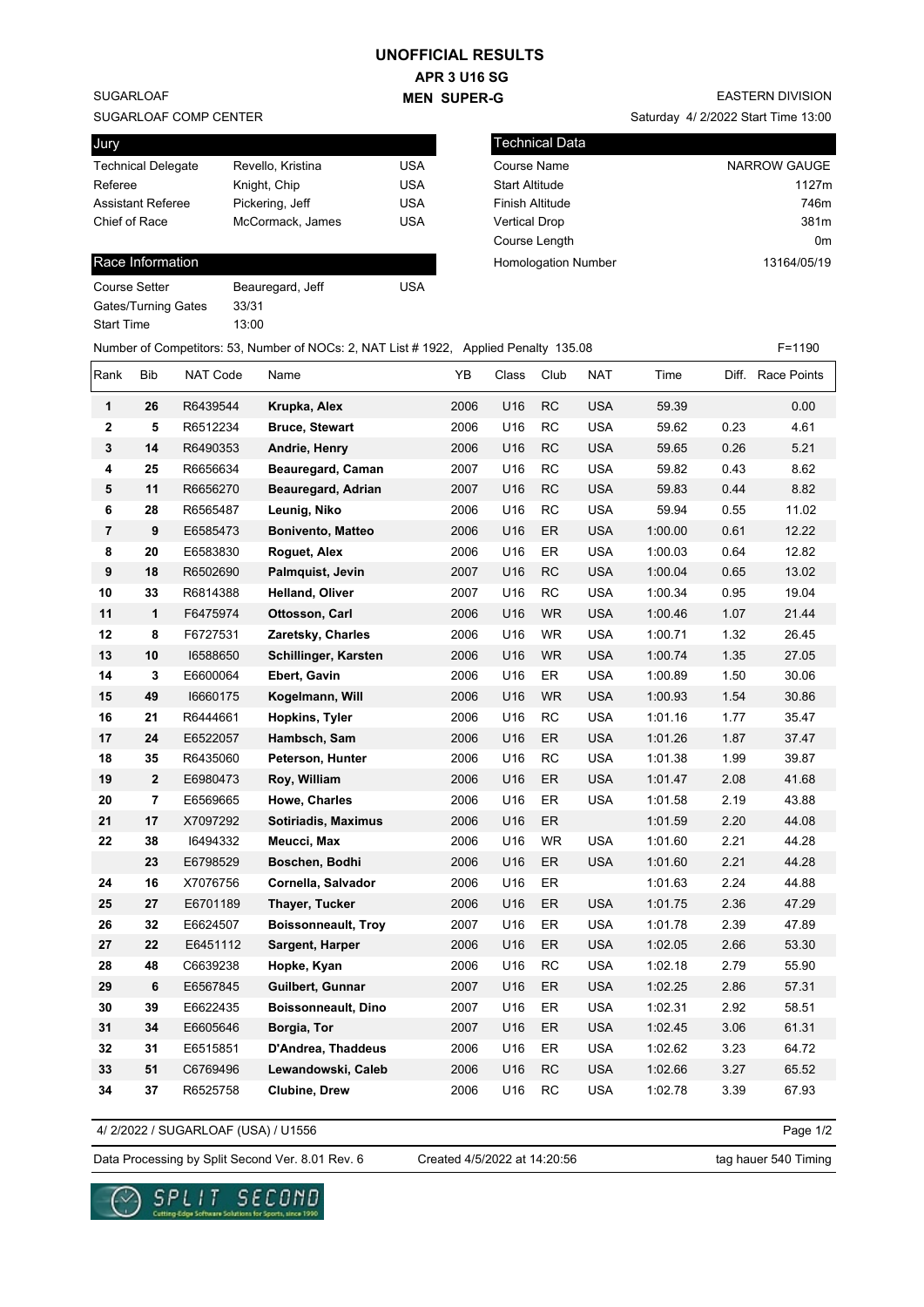# UNOFFICIAL RESULTS

## APR 3 U16 SG

## MEN SUPER-G

SUGARLOAF
SUGARLOAF COMP CENTER

EASTERN DIVISION
Saturday 4/ 2/2022 Start Time 13:00

| Jury | | |
|---|---|---|
| Technical Delegate | Revello, Kristina | USA |
| Referee | Knight, Chip | USA |
| Assistant Referee | Pickering, Jeff | USA |
| Chief of Race | McCormack, James | USA |

| Technical Data | |
|---|---|
| Course Name | NARROW GAUGE |
| Start Altitude | 1127m |
| Finish Altitude | 746m |
| Vertical Drop | 381m |
| Course Length | 0m |
| Homologation Number | 13164/05/19 |

| Race Information | | |
|---|---|---|
| Course Setter | Beauregard, Jeff | USA |
| Gates/Turning Gates | 33/31 | |
| Start Time | 13:00 | |

Number of Competitors: 53, Number of NOCs: 2, NAT List # 1922, Applied Penalty 135.08 F=1190

| Rank | Bib | NAT Code | Name | YB | Class | Club | NAT | Time | Diff. | Race Points |
|---|---|---|---|---|---|---|---|---|---|---|
| 1 | 26 | R6439544 | **Krupka, Alex** | 2006 | U16 | RC | USA | 59.39 | | 0.00 |
| 2 | 5 | R6512234 | **Bruce, Stewart** | 2006 | U16 | RC | USA | 59.62 | 0.23 | 4.61 |
| 3 | 14 | R6490353 | **Andrie, Henry** | 2006 | U16 | RC | USA | 59.65 | 0.26 | 5.21 |
| 4 | 25 | R6656634 | **Beauregard, Caman** | 2007 | U16 | RC | USA | 59.82 | 0.43 | 8.62 |
| 5 | 11 | R6656270 | **Beauregard, Adrian** | 2007 | U16 | RC | USA | 59.83 | 0.44 | 8.82 |
| 6 | 28 | R6565487 | **Leunig, Niko** | 2006 | U16 | RC | USA | 59.94 | 0.55 | 11.02 |
| 7 | 9 | E6585473 | **Bonivento, Matteo** | 2006 | U16 | ER | USA | 1:00.00 | 0.61 | 12.22 |
| 8 | 20 | E6583830 | **Roguet, Alex** | 2006 | U16 | ER | USA | 1:00.03 | 0.64 | 12.82 |
| 9 | 18 | R6502690 | **Palmquist, Jevin** | 2007 | U16 | RC | USA | 1:00.04 | 0.65 | 13.02 |
| 10 | 33 | R6814388 | **Helland, Oliver** | 2007 | U16 | RC | USA | 1:00.34 | 0.95 | 19.04 |
| 11 | 1 | F6475974 | **Ottosson, Carl** | 2006 | U16 | WR | USA | 1:00.46 | 1.07 | 21.44 |
| 12 | 8 | F6727531 | **Zaretsky, Charles** | 2006 | U16 | WR | USA | 1:00.71 | 1.32 | 26.45 |
| 13 | 10 | I6588650 | **Schillinger, Karsten** | 2006 | U16 | WR | USA | 1:00.74 | 1.35 | 27.05 |
| 14 | 3 | E6600064 | **Ebert, Gavin** | 2006 | U16 | ER | USA | 1:00.89 | 1.50 | 30.06 |
| 15 | 49 | I6660175 | **Kogelmann, Will** | 2006 | U16 | WR | USA | 1:00.93 | 1.54 | 30.86 |
| 16 | 21 | R6444661 | **Hopkins, Tyler** | 2006 | U16 | RC | USA | 1:01.16 | 1.77 | 35.47 |
| 17 | 24 | E6522057 | **Hambsch, Sam** | 2006 | U16 | ER | USA | 1:01.26 | 1.87 | 37.47 |
| 18 | 35 | R6435060 | **Peterson, Hunter** | 2006 | U16 | RC | USA | 1:01.38 | 1.99 | 39.87 |
| 19 | 2 | E6980473 | **Roy, William** | 2006 | U16 | ER | USA | 1:01.47 | 2.08 | 41.68 |
| 20 | 7 | E6569665 | **Howe, Charles** | 2006 | U16 | ER | USA | 1:01.58 | 2.19 | 43.88 |
| 21 | 17 | X7097292 | **Sotiriadis, Maximus** | 2006 | U16 | ER | | 1:01.59 | 2.20 | 44.08 |
| 22 | 38 | I6494332 | **Meucci, Max** | 2006 | U16 | WR | USA | 1:01.60 | 2.21 | 44.28 |
| | 23 | E6798529 | **Boschen, Bodhi** | 2006 | U16 | ER | USA | 1:01.60 | 2.21 | 44.28 |
| 24 | 16 | X7076756 | **Cornella, Salvador** | 2006 | U16 | ER | | 1:01.63 | 2.24 | 44.88 |
| 25 | 27 | E6701189 | **Thayer, Tucker** | 2006 | U16 | ER | USA | 1:01.75 | 2.36 | 47.29 |
| 26 | 32 | E6624507 | **Boissonneault, Troy** | 2007 | U16 | ER | USA | 1:01.78 | 2.39 | 47.89 |
| 27 | 22 | E6451112 | **Sargent, Harper** | 2006 | U16 | ER | USA | 1:02.05 | 2.66 | 53.30 |
| 28 | 48 | C6639238 | **Hopke, Kyan** | 2006 | U16 | RC | USA | 1:02.18 | 2.79 | 55.90 |
| 29 | 6 | E6567845 | **Guilbert, Gunnar** | 2007 | U16 | ER | USA | 1:02.25 | 2.86 | 57.31 |
| 30 | 39 | E6622435 | **Boissonneault, Dino** | 2007 | U16 | ER | USA | 1:02.31 | 2.92 | 58.51 |
| 31 | 34 | E6605646 | **Borgia, Tor** | 2007 | U16 | ER | USA | 1:02.45 | 3.06 | 61.31 |
| 32 | 31 | E6515851 | **D'Andrea, Thaddeus** | 2006 | U16 | ER | USA | 1:02.62 | 3.23 | 64.72 |
| 33 | 51 | C6769496 | **Lewandowski, Caleb** | 2006 | U16 | RC | USA | 1:02.66 | 3.27 | 65.52 |
| 34 | 37 | R6525758 | **Clubine, Drew** | 2006 | U16 | RC | USA | 1:02.78 | 3.39 | 67.93 |

4/ 2/2022 / SUGARLOAF (USA) / U1556

Data Processing by Split Second Ver. 8.01 Rev. 6 Created 4/5/2022 at 14:20:56 tag hauer 540 Timing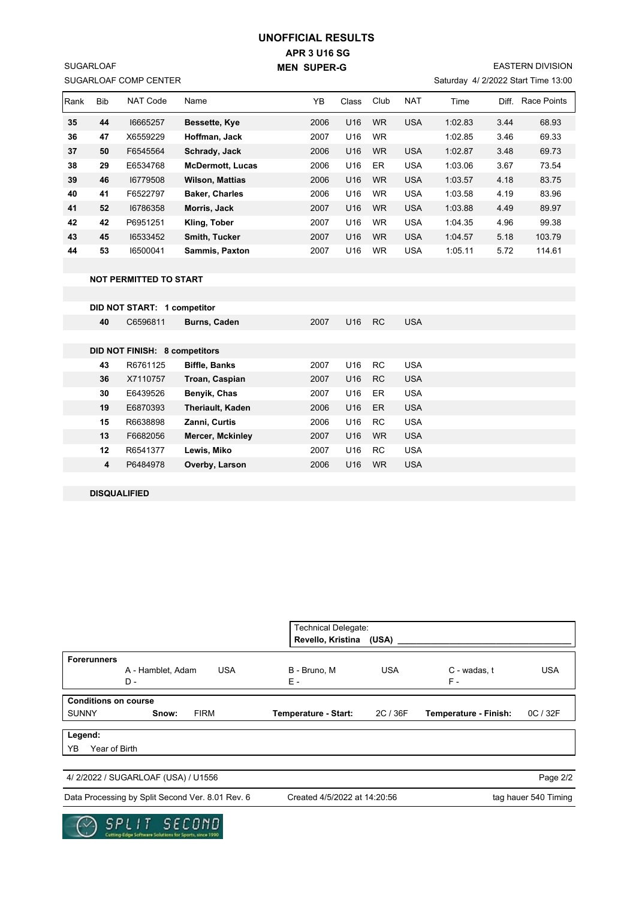# UNOFFICIAL RESULTS

## APR 3 U16 SG

## MEN SUPER-G

SUGARLOAF
SUGARLOAF COMP CENTER

EASTERN DIVISION
Saturday 4/ 2/2022 Start Time 13:00

| Rank | Bib | NAT Code | Name | YB | Class | Club | NAT | Time | Diff. | Race Points |
|---|---|---|---|---|---|---|---|---|---|---|
| 35 | 44 | I6665257 | **Bessette, Kye** | 2006 | U16 | WR | USA | 1:02.83 | 3.44 | 68.93 |
| 36 | 47 | X6559229 | **Hoffman, Jack** | 2007 | U16 | WR | | 1:02.85 | 3.46 | 69.33 |
| 37 | 50 | F6545564 | **Schrady, Jack** | 2006 | U16 | WR | USA | 1:02.87 | 3.48 | 69.73 |
| 38 | 29 | E6534768 | **McDermott, Lucas** | 2006 | U16 | ER | USA | 1:03.06 | 3.67 | 73.54 |
| 39 | 46 | I6779508 | **Wilson, Mattias** | 2006 | U16 | WR | USA | 1:03.57 | 4.18 | 83.75 |
| 40 | 41 | F6522797 | **Baker, Charles** | 2006 | U16 | WR | USA | 1:03.58 | 4.19 | 83.96 |
| 41 | 52 | I6786358 | **Morris, Jack** | 2007 | U16 | WR | USA | 1:03.88 | 4.49 | 89.97 |
| 42 | 42 | P6951251 | **Kling, Tober** | 2007 | U16 | WR | USA | 1:04.35 | 4.96 | 99.38 |
| 43 | 45 | I6533452 | **Smith, Tucker** | 2007 | U16 | WR | USA | 1:04.57 | 5.18 | 103.79 |
| 44 | 53 | I6500041 | **Sammis, Paxton** | 2007 | U16 | WR | USA | 1:05.11 | 5.72 | 114.61 |

**NOT PERMITTED TO START**

**DID NOT START: 1 competitor**

| Bib | NAT Code | Name | YB | Class | Club | NAT |
|---|---|---|---|---|---|---|
| 40 | C6596811 | **Burns, Caden** | 2007 | U16 | RC | USA |

**DID NOT FINISH: 8 competitors**

| Bib | NAT Code | Name | YB | Class | Club | NAT |
|---|---|---|---|---|---|---|
| 43 | R6761125 | **Biffle, Banks** | 2007 | U16 | RC | USA |
| 36 | X7110757 | **Troan, Caspian** | 2007 | U16 | RC | USA |
| 30 | E6439526 | **Benyik, Chas** | 2007 | U16 | ER | USA |
| 19 | E6870393 | **Theriault, Kaden** | 2006 | U16 | ER | USA |
| 15 | R6638898 | **Zanni, Curtis** | 2006 | U16 | RC | USA |
| 13 | F6682056 | **Mercer, Mckinley** | 2007 | U16 | WR | USA |
| 12 | R6541377 | **Lewis, Miko** | 2007 | U16 | RC | USA |
| 4 | P6484978 | **Overby, Larson** | 2006 | U16 | WR | USA |

**DISQUALIFIED**

Technical Delegate:
**Revello, Kristina (USA)** ___________________________________

**Forerunners**

| | | | | | |
|---|---|---|---|---|---|
| A - Hamblet, Adam | USA | B - Bruno, M | USA | C - wadas, t | USA |
| D - | | E - | | F - | |

**Conditions on course**

| | | | | | |
|---|---|---|---|---|---|
| SUNNY | **Snow:** FIRM | **Temperature - Start:** | 2C / 36F | **Temperature - Finish:** | 0C / 32F |

**Legend:**
YB Year of Birth

4/ 2/2022 / SUGARLOAF (USA) / U1556

Data Processing by Split Second Ver. 8.01 Rev. 6 — Created 4/5/2022 at 14:20:56 — tag hauer 540 Timing